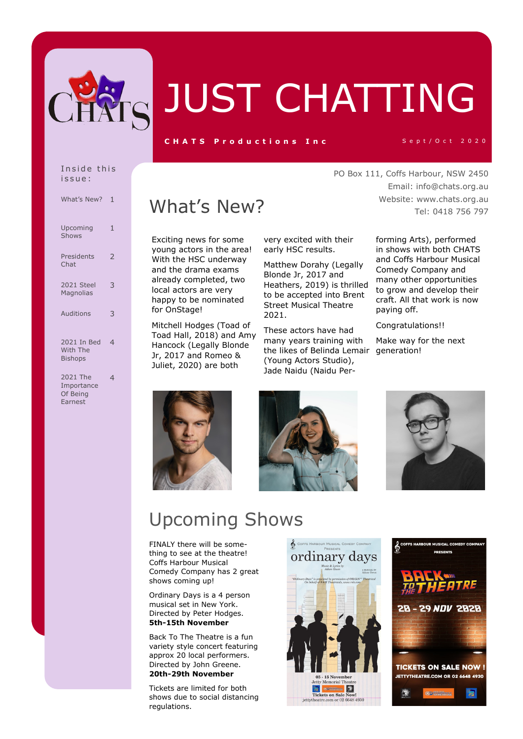# JUST CHATTING

**CHATS Productions Inc**

Sept/Oct 2020

PO Box 111, Coffs Harbour, NSW 2450
Email: info@chats.org.au
Website: www.chats.org.au
Tel: 0418 756 797

**Inside this issue:**

| | |
|---|---|
| What's New? | 1 |
| Upcoming Shows | 1 |
| Presidents Chat | 2 |
| 2021 Steel Magnolias | 3 |
| Auditions | 3 |
| 2021 In Bed With The Bishops | 4 |
| 2021 The Importance Of Being Earnest | 4 |

## What's New?

Exciting news for some young actors in the area! With the HSC underway and the drama exams already completed, two local actors are very happy to be nominated for OnStage!

Mitchell Hodges (Toad of Toad Hall, 2018) and Amy Hancock (Legally Blonde Jr, 2017 and Romeo & Juliet, 2020) are both very excited with their early HSC results.

Matthew Dorahy (Legally Blonde Jr, 2017 and Heathers, 2019) is thrilled to be accepted into Brent Street Musical Theatre 2021.

These actors have had many years training with the likes of Belinda Lemair (Young Actors Studio), Jade Naidu (Naidu Performing Arts), performed in shows with both CHATS and Coffs Harbour Musical Comedy Company and many other opportunities to grow and develop their craft. All that work is now paying off.

Congratulations!!

Make way for the next generation!

## Upcoming Shows

FINALY there will be something to see at the theatre! Coffs Harbour Musical Comedy Company has 2 great shows coming up!

Ordinary Days is a 4 person musical set in New York. Directed by Peter Hodges.
**5th-15th November**

Back To The Theatre is a fun variety style concert featuring approx 20 local performers. Directed by John Greene.
**20th-29th November**

Tickets are limited for both shows due to social distancing regulations.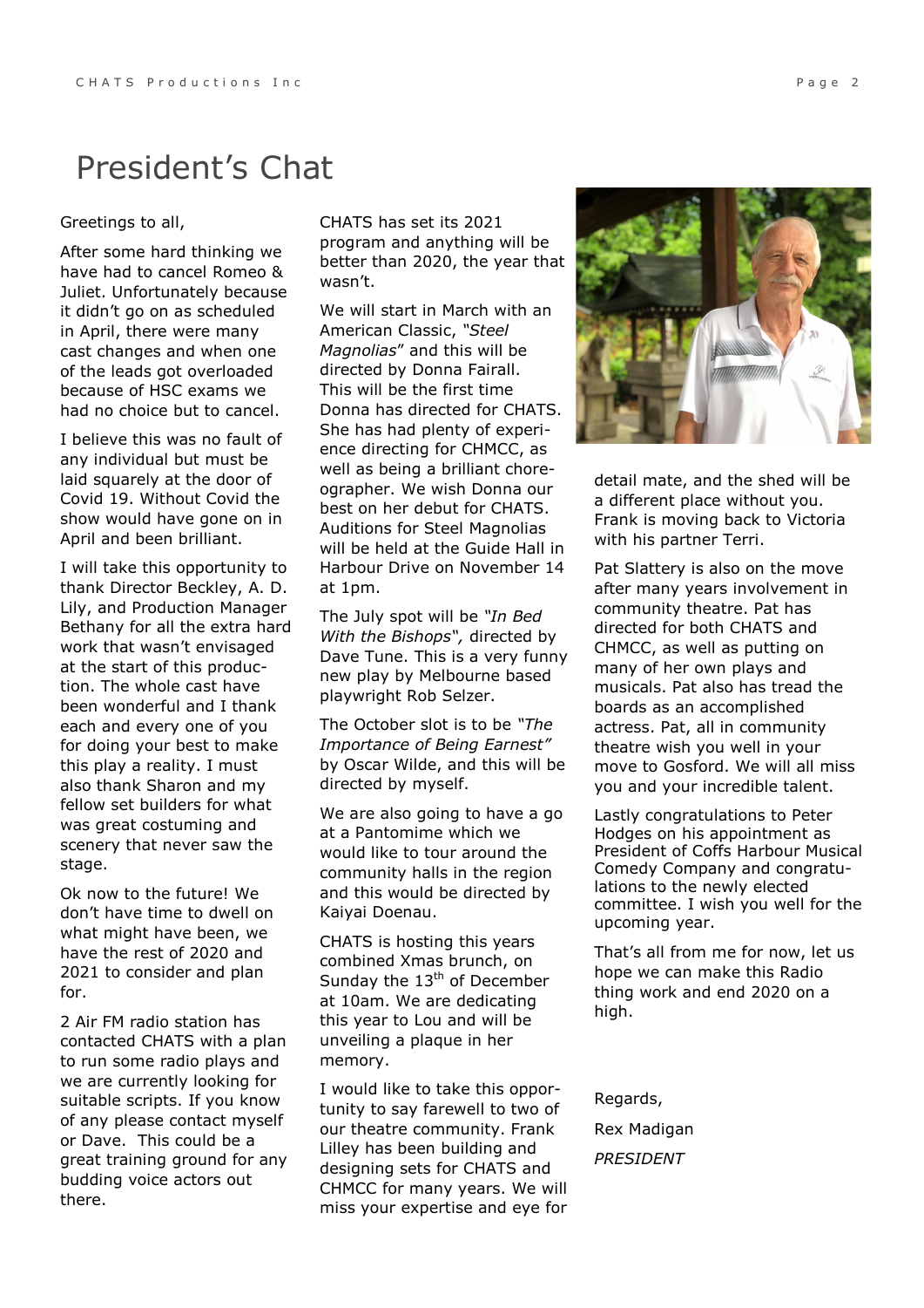# President's Chat

Greetings to all,

After some hard thinking we have had to cancel Romeo & Juliet. Unfortunately because it didn't go on as scheduled in April, there were many cast changes and when one of the leads got overloaded because of HSC exams we had no choice but to cancel.

I believe this was no fault of any individual but must be laid squarely at the door of Covid 19. Without Covid the show would have gone on in April and been brilliant.

I will take this opportunity to thank Director Beckley, A. D. Lily, and Production Manager Bethany for all the extra hard work that wasn't envisaged at the start of this production. The whole cast have been wonderful and I thank each and every one of you for doing your best to make this play a reality. I must also thank Sharon and my fellow set builders for what was great costuming and scenery that never saw the stage.

Ok now to the future! We don't have time to dwell on what might have been, we have the rest of 2020 and 2021 to consider and plan for.

2 Air FM radio station has contacted CHATS with a plan to run some radio plays and we are currently looking for suitable scripts. If you know of any please contact myself or Dave. This could be a great training ground for any budding voice actors out there.

CHATS has set its 2021 program and anything will be better than 2020, the year that wasn't.

We will start in March with an American Classic, *"Steel Magnolias"* and this will be directed by Donna Fairall. This will be the first time Donna has directed for CHATS. She has had plenty of experience directing for CHMCC, as well as being a brilliant choreographer. We wish Donna our best on her debut for CHATS. Auditions for Steel Magnolias will be held at the Guide Hall in Harbour Drive on November 14 at 1pm.

The July spot will be *"In Bed With the Bishops"*, directed by Dave Tune. This is a very funny new play by Melbourne based playwright Rob Selzer.

The October slot is to be *"The Importance of Being Earnest"* by Oscar Wilde, and this will be directed by myself.

We are also going to have a go at a Pantomime which we would like to tour around the community halls in the region and this would be directed by Kaiyai Doenau.

CHATS is hosting this years combined Xmas brunch, on Sunday the 13th of December at 10am. We are dedicating this year to Lou and will be unveiling a plaque in her memory.

I would like to take this opportunity to say farewell to two of our theatre community. Frank Lilley has been building and designing sets for CHATS and CHMCC for many years. We will miss your expertise and eye for detail mate, and the shed will be a different place without you. Frank is moving back to Victoria with his partner Terri.

Pat Slattery is also on the move after many years involvement in community theatre. Pat has directed for both CHATS and CHMCC, as well as putting on many of her own plays and musicals. Pat also has tread the boards as an accomplished actress. Pat, all in community theatre wish you well in your move to Gosford. We will all miss you and your incredible talent.

Lastly congratulations to Peter Hodges on his appointment as President of Coffs Harbour Musical Comedy Company and congratulations to the newly elected committee. I wish you well for the upcoming year.

That's all from me for now, let us hope we can make this Radio thing work and end 2020 on a high.

Regards,

Rex Madigan

*PRESIDENT*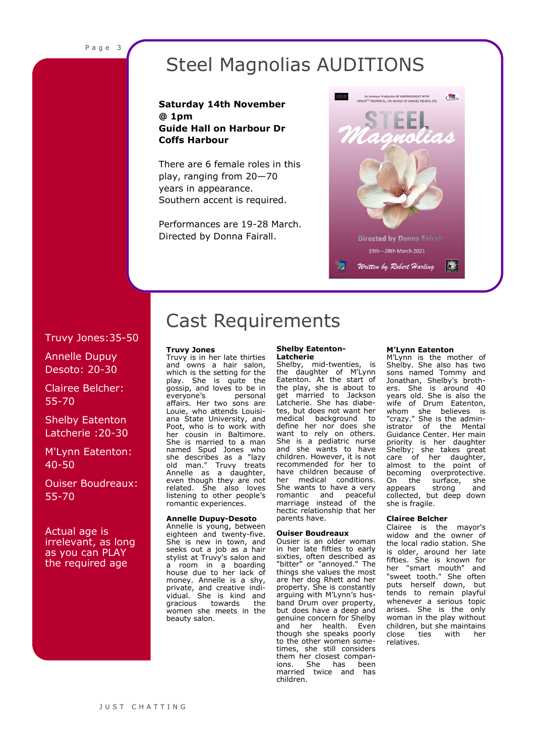# Steel Magnolias AUDITIONS

**Saturday 14th November @ 1pm**
**Guide Hall on Harbour Dr**
**Coffs Harbour**

There are 6 female roles in this play, ranging from 20—70 years in appearance.
Southern accent is required.

Performances are 19-28 March.
Directed by Donna Fairall.

Truvy Jones: 35-50

Annelle Dupuy Desoto: 20-30

Clairee Belcher: 55-70

Shelby Eatenton Latcherie: 20-30

M'Lynn Eatenton: 40-50

Ouiser Boudreaux: 55-70

Actual age is irrelevant, as long as you can PLAY the required age

# Cast Requirements

**Truvy Jones**
Truvy is in her late thirties and owns a hair salon, which is the setting for the play. She is quite the gossip, and loves to be in everyone's personal affairs. Her two sons are Louie, who attends Louisiana State University, and Poot, who is to work with her cousin in Baltimore. She is married to a man named Spud Jones who she describes as a "lazy old man." Truvy treats Annelle as a daughter, even though they are not related. She also loves listening to other people's romantic experiences.

**Annelle Dupuy-Desoto**
Annelle is young, between eighteen and twenty-five. She is new in town, and seeks out a job as a hair stylist at Truvy's salon and a room in a boarding house due to her lack of money. Annelle is a shy, private, and creative individual. She is kind and gracious towards the women she meets in the beauty salon.

**Shelby Eatenton-Latcherie**
Shelby, mid-twenties, is the daughter of M'Lynn Eatenton. At the start of the play, she is about to get married to Jackson Latcherie. She has diabetes, but does not want her medical background to define her nor does she want to rely on others. She is a pediatric nurse and she wants to have children. However, it is not recommended for her to have children because of her medical conditions. She wants to have a very romantic and peaceful marriage instead of the hectic relationship that her parents have.

**Ouiser Boudreaux**
Ousier is an older woman in her late fifties to early sixties, often described as "bitter" or "annoyed." The things she values the most are her dog Rhett and her property. She is constantly arguing with M'Lynn's husband Drum over property, but does have a deep and genuine concern for Shelby and her health. Even though she speaks poorly to the other women sometimes, she still considers them her closest companions. She has been married twice and has children.

**M'Lynn Eatenton**
M'Lynn is the mother of Shelby. She also has two sons named Tommy and Jonathan, Shelby's brothers. She is around 40 years old. She is also the wife of Drum Eatenton, whom she believes is "crazy." She is the administrator of the Mental Guidance Center. Her main priority is her daughter Shelby; she takes great care of her daughter, almost to the point of becoming overprotective. On the surface, she appears strong and collected, but deep down she is fragile.

**Clairee Belcher**
Clairee is the mayor's widow and the owner of the local radio station. She is older, around her late fifties. She is known for her "smart mouth" and "sweet tooth." She often puts herself down, but tends to remain playful whenever a serious topic arises. She is the only woman in the play without children, but she maintains close ties with her relatives.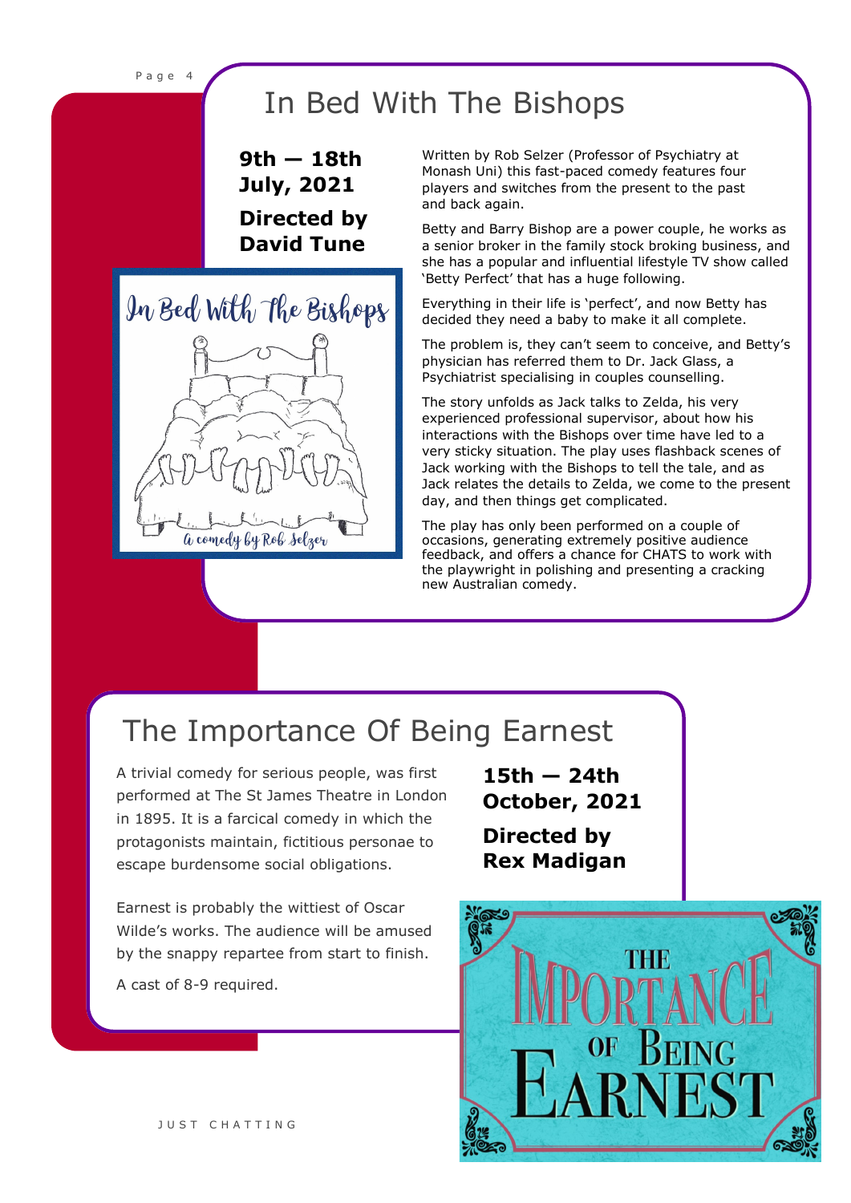## In Bed With The Bishops

**9th — 18th July, 2021**

**Directed by David Tune**

Written by Rob Selzer (Professor of Psychiatry at Monash Uni) this fast-paced comedy features four players and switches from the present to the past and back again.

Betty and Barry Bishop are a power couple, he works as a senior broker in the family stock broking business, and she has a popular and influential lifestyle TV show called 'Betty Perfect' that has a huge following.

Everything in their life is 'perfect', and now Betty has decided they need a baby to make it all complete.

The problem is, they can't seem to conceive, and Betty's physician has referred them to Dr. Jack Glass, a Psychiatrist specialising in couples counselling.

The story unfolds as Jack talks to Zelda, his very experienced professional supervisor, about how his interactions with the Bishops over time have led to a very sticky situation. The play uses flashback scenes of Jack working with the Bishops to tell the tale, and as Jack relates the details to Zelda, we come to the present day, and then things get complicated.

The play has only been performed on a couple of occasions, generating extremely positive audience feedback, and offers a chance for CHATS to work with the playwright in polishing and presenting a cracking new Australian comedy.

## The Importance Of Being Earnest

**15th — 24th October, 2021**

**Directed by Rex Madigan**

A trivial comedy for serious people, was first performed at The St James Theatre in London in 1895. It is a farcical comedy in which the protagonists maintain, fictitious personae to escape burdensome social obligations.

Earnest is probably the wittiest of Oscar Wilde's works. The audience will be amused by the snappy repartee from start to finish.

A cast of 8-9 required.